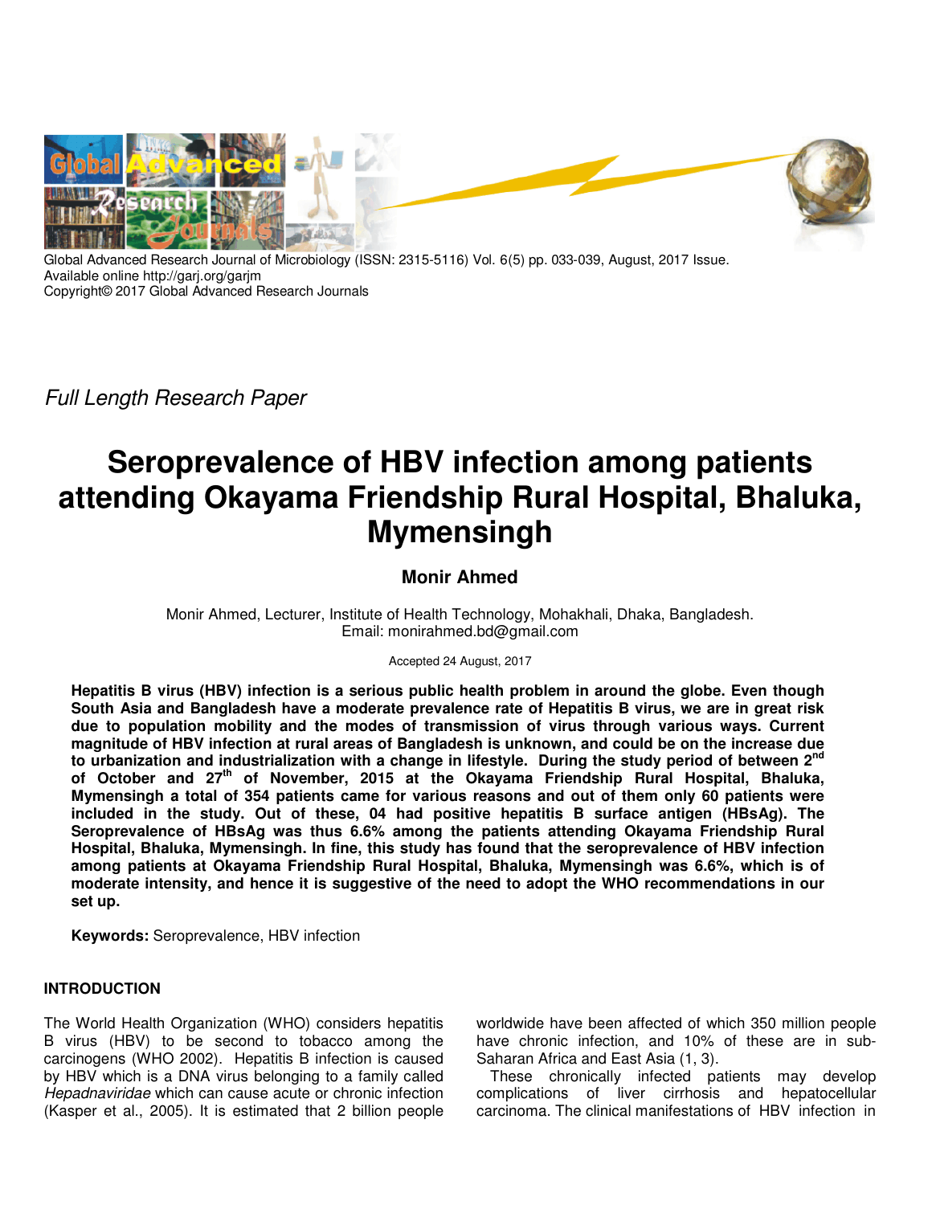Global Advanced Research Journal of Microbiology (ISSN: 2315-5116) Vol. 6(5) pp. 033-039, August, 2017 Issue.
Available online http://garj.org/garjm
Copyright© 2017 Global Advanced Research Journals

*Full Length Research Paper*

# Seroprevalence of HBV infection among patients attending Okayama Friendship Rural Hospital, Bhaluka, Mymensingh

**Monir Ahmed**

Monir Ahmed, Lecturer, Institute of Health Technology, Mohakhali, Dhaka, Bangladesh.
Email: monirahmed.bd@gmail.com

Accepted 24 August, 2017

**Hepatitis B virus (HBV) infection is a serious public health problem in around the globe. Even though South Asia and Bangladesh have a moderate prevalence rate of Hepatitis B virus, we are in great risk due to population mobility and the modes of transmission of virus through various ways. Current magnitude of HBV infection at rural areas of Bangladesh is unknown, and could be on the increase due to urbanization and industrialization with a change in lifestyle. During the study period of between 2nd of October and 27th of November, 2015 at the Okayama Friendship Rural Hospital, Bhaluka, Mymensingh a total of 354 patients came for various reasons and out of them only 60 patients were included in the study. Out of these, 04 had positive hepatitis B surface antigen (HBsAg). The Seroprevalence of HBsAg was thus 6.6% among the patients attending Okayama Friendship Rural Hospital, Bhaluka, Mymensingh. In fine, this study has found that the seroprevalence of HBV infection among patients at Okayama Friendship Rural Hospital, Bhaluka, Mymensingh was 6.6%, which is of moderate intensity, and hence it is suggestive of the need to adopt the WHO recommendations in our set up.**

**Keywords:** Seroprevalence, HBV infection

## INTRODUCTION

The World Health Organization (WHO) considers hepatitis B virus (HBV) to be second to tobacco among the carcinogens (WHO 2002). Hepatitis B infection is caused by HBV which is a DNA virus belonging to a family called *Hepadnaviridae* which can cause acute or chronic infection (Kasper et al., 2005). It is estimated that 2 billion people worldwide have been affected of which 350 million people have chronic infection, and 10% of these are in sub-Saharan Africa and East Asia (1, 3).

These chronically infected patients may develop complications of liver cirrhosis and hepatocellular carcinoma. The clinical manifestations of HBV infection in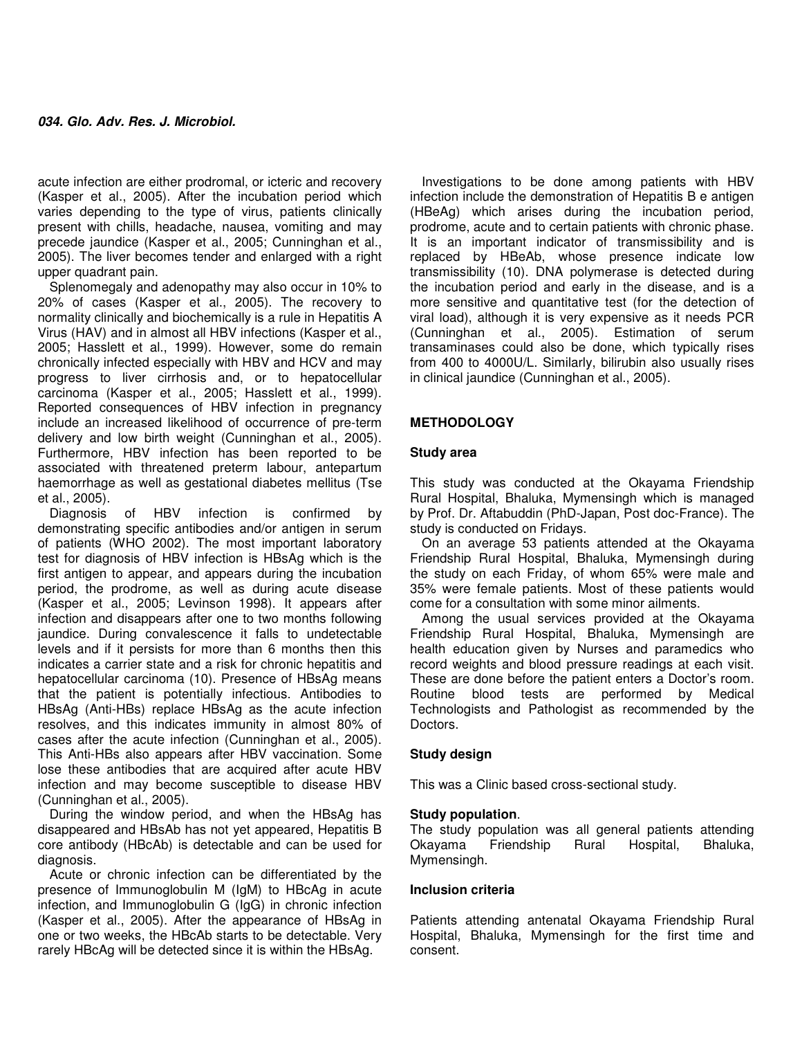acute infection are either prodromal, or icteric and recovery (Kasper et al., 2005). After the incubation period which varies depending to the type of virus, patients clinically present with chills, headache, nausea, vomiting and may precede jaundice (Kasper et al., 2005; Cunninghan et al., 2005). The liver becomes tender and enlarged with a right upper quadrant pain.

Splenomegaly and adenopathy may also occur in 10% to 20% of cases (Kasper et al., 2005). The recovery to normality clinically and biochemically is a rule in Hepatitis A Virus (HAV) and in almost all HBV infections (Kasper et al., 2005; Hasslett et al., 1999). However, some do remain chronically infected especially with HBV and HCV and may progress to liver cirrhosis and, or to hepatocellular carcinoma (Kasper et al., 2005; Hasslett et al., 1999). Reported consequences of HBV infection in pregnancy include an increased likelihood of occurrence of pre-term delivery and low birth weight (Cunninghan et al., 2005). Furthermore, HBV infection has been reported to be associated with threatened preterm labour, antepartum haemorrhage as well as gestational diabetes mellitus (Tse et al., 2005).

Diagnosis of HBV infection is confirmed by demonstrating specific antibodies and/or antigen in serum of patients (WHO 2002). The most important laboratory test for diagnosis of HBV infection is HBsAg which is the first antigen to appear, and appears during the incubation period, the prodrome, as well as during acute disease (Kasper et al., 2005; Levinson 1998). It appears after infection and disappears after one to two months following jaundice. During convalescence it falls to undetectable levels and if it persists for more than 6 months then this indicates a carrier state and a risk for chronic hepatitis and hepatocellular carcinoma (10). Presence of HBsAg means that the patient is potentially infectious. Antibodies to HBsAg (Anti-HBs) replace HBsAg as the acute infection resolves, and this indicates immunity in almost 80% of cases after the acute infection (Cunninghan et al., 2005). This Anti-HBs also appears after HBV vaccination. Some lose these antibodies that are acquired after acute HBV infection and may become susceptible to disease HBV (Cunninghan et al., 2005).

During the window period, and when the HBsAg has disappeared and HBsAb has not yet appeared, Hepatitis B core antibody (HBcAb) is detectable and can be used for diagnosis.

Acute or chronic infection can be differentiated by the presence of Immunoglobulin M (IgM) to HBcAg in acute infection, and Immunoglobulin G (IgG) in chronic infection (Kasper et al., 2005). After the appearance of HBsAg in one or two weeks, the HBcAb starts to be detectable. Very rarely HBcAg will be detected since it is within the HBsAg.

Investigations to be done among patients with HBV infection include the demonstration of Hepatitis B e antigen (HBeAg) which arises during the incubation period, prodrome, acute and to certain patients with chronic phase. It is an important indicator of transmissibility and is replaced by HBeAb, whose presence indicate low transmissibility (10). DNA polymerase is detected during the incubation period and early in the disease, and is a more sensitive and quantitative test (for the detection of viral load), although it is very expensive as it needs PCR (Cunninghan et al., 2005). Estimation of serum transaminases could also be done, which typically rises from 400 to 4000U/L. Similarly, bilirubin also usually rises in clinical jaundice (Cunninghan et al., 2005).

## METHODOLOGY

### Study area

This study was conducted at the Okayama Friendship Rural Hospital, Bhaluka, Mymensingh which is managed by Prof. Dr. Aftabuddin (PhD-Japan, Post doc-France). The study is conducted on Fridays.

On an average 53 patients attended at the Okayama Friendship Rural Hospital, Bhaluka, Mymensingh during the study on each Friday, of whom 65% were male and 35% were female patients. Most of these patients would come for a consultation with some minor ailments.

Among the usual services provided at the Okayama Friendship Rural Hospital, Bhaluka, Mymensingh are health education given by Nurses and paramedics who record weights and blood pressure readings at each visit. These are done before the patient enters a Doctor's room. Routine blood tests are performed by Medical Technologists and Pathologist as recommended by the Doctors.

### Study design

This was a Clinic based cross-sectional study.

### Study population.

The study population was all general patients attending Okayama Friendship Rural Hospital, Bhaluka, Mymensingh.

### Inclusion criteria

Patients attending antenatal Okayama Friendship Rural Hospital, Bhaluka, Mymensingh for the first time and consent.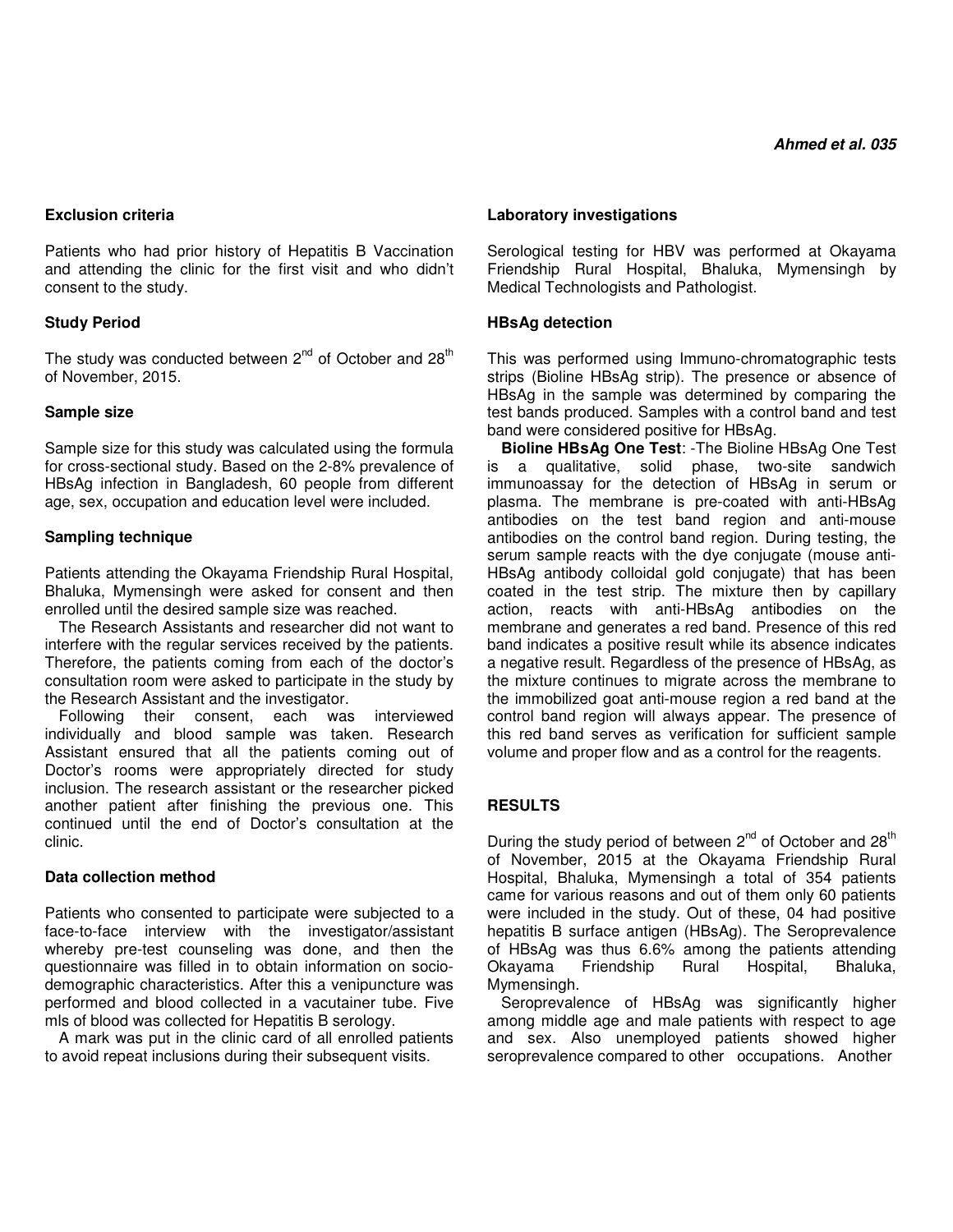### Exclusion criteria

Patients who had prior history of Hepatitis B Vaccination and attending the clinic for the first visit and who didn't consent to the study.

### Study Period

The study was conducted between 2nd of October and 28th of November, 2015.

### Sample size

Sample size for this study was calculated using the formula for cross-sectional study. Based on the 2-8% prevalence of HBsAg infection in Bangladesh, 60 people from different age, sex, occupation and education level were included.

### Sampling technique

Patients attending the Okayama Friendship Rural Hospital, Bhaluka, Mymensingh were asked for consent and then enrolled until the desired sample size was reached.

The Research Assistants and researcher did not want to interfere with the regular services received by the patients. Therefore, the patients coming from each of the doctor's consultation room were asked to participate in the study by the Research Assistant and the investigator.

Following their consent, each was interviewed individually and blood sample was taken. Research Assistant ensured that all the patients coming out of Doctor's rooms were appropriately directed for study inclusion. The research assistant or the researcher picked another patient after finishing the previous one. This continued until the end of Doctor's consultation at the clinic.

### Data collection method

Patients who consented to participate were subjected to a face-to-face interview with the investigator/assistant whereby pre-test counseling was done, and then the questionnaire was filled in to obtain information on socio-demographic characteristics. After this a venipuncture was performed and blood collected in a vacutainer tube. Five mls of blood was collected for Hepatitis B serology.

A mark was put in the clinic card of all enrolled patients to avoid repeat inclusions during their subsequent visits.

### Laboratory investigations

Serological testing for HBV was performed at Okayama Friendship Rural Hospital, Bhaluka, Mymensingh by Medical Technologists and Pathologist.

### HBsAg detection

This was performed using Immuno-chromatographic tests strips (Bioline HBsAg strip). The presence or absence of HBsAg in the sample was determined by comparing the test bands produced. Samples with a control band and test band were considered positive for HBsAg.

**Bioline HBsAg One Test**: -The Bioline HBsAg One Test is a qualitative, solid phase, two-site sandwich immunoassay for the detection of HBsAg in serum or plasma. The membrane is pre-coated with anti-HBsAg antibodies on the test band region and anti-mouse antibodies on the control band region. During testing, the serum sample reacts with the dye conjugate (mouse anti-HBsAg antibody colloidal gold conjugate) that has been coated in the test strip. The mixture then by capillary action, reacts with anti-HBsAg antibodies on the membrane and generates a red band. Presence of this red band indicates a positive result while its absence indicates a negative result. Regardless of the presence of HBsAg, as the mixture continues to migrate across the membrane to the immobilized goat anti-mouse region a red band at the control band region will always appear. The presence of this red band serves as verification for sufficient sample volume and proper flow and as a control for the reagents.

## RESULTS

During the study period of between 2nd of October and 28th of November, 2015 at the Okayama Friendship Rural Hospital, Bhaluka, Mymensingh a total of 354 patients came for various reasons and out of them only 60 patients were included in the study. Out of these, 04 had positive hepatitis B surface antigen (HBsAg). The Seroprevalence of HBsAg was thus 6.6% among the patients attending Okayama Friendship Rural Hospital, Bhaluka, Mymensingh.

Seroprevalence of HBsAg was significantly higher among middle age and male patients with respect to age and sex. Also unemployed patients showed higher seroprevalence compared to other occupations. Another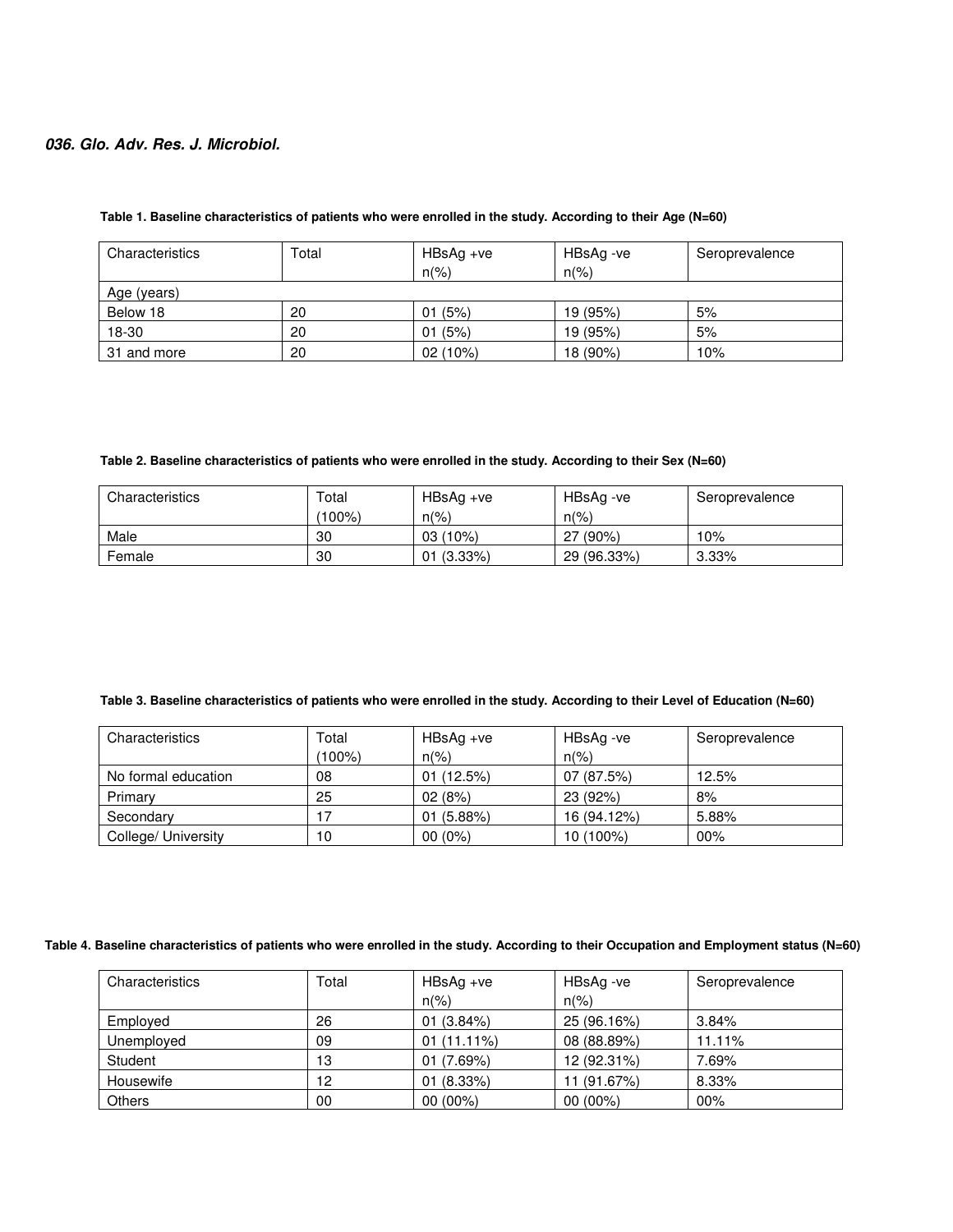**Table 1. Baseline characteristics of patients who were enrolled in the study. According to their Age (N=60)**

| Characteristics | Total | HBsAg +ve n(%) | HBsAg -ve n(%) | Seroprevalence |
|---|---|---|---|---|
| Age (years) | | | | |
| Below 18 | 20 | 01 (5%) | 19 (95%) | 5% |
| 18-30 | 20 | 01 (5%) | 19 (95%) | 5% |
| 31 and more | 20 | 02 (10%) | 18 (90%) | 10% |

**Table 2. Baseline characteristics of patients who were enrolled in the study. According to their Sex (N=60)**

| Characteristics | Total (100%) | HBsAg +ve n(%) | HBsAg -ve n(%) | Seroprevalence |
|---|---|---|---|---|
| Male | 30 | 03 (10%) | 27 (90%) | 10% |
| Female | 30 | 01 (3.33%) | 29 (96.33%) | 3.33% |

**Table 3. Baseline characteristics of patients who were enrolled in the study. According to their Level of Education (N=60)**

| Characteristics | Total (100%) | HBsAg +ve n(%) | HBsAg -ve n(%) | Seroprevalence |
|---|---|---|---|---|
| No formal education | 08 | 01 (12.5%) | 07 (87.5%) | 12.5% |
| Primary | 25 | 02 (8%) | 23 (92%) | 8% |
| Secondary | 17 | 01 (5.88%) | 16 (94.12%) | 5.88% |
| College/ University | 10 | 00 (0%) | 10 (100%) | 00% |

**Table 4. Baseline characteristics of patients who were enrolled in the study. According to their Occupation and Employment status (N=60)**

| Characteristics | Total | HBsAg +ve n(%) | HBsAg -ve n(%) | Seroprevalence |
|---|---|---|---|---|
| Employed | 26 | 01 (3.84%) | 25 (96.16%) | 3.84% |
| Unemployed | 09 | 01 (11.11%) | 08 (88.89%) | 11.11% |
| Student | 13 | 01 (7.69%) | 12 (92.31%) | 7.69% |
| Housewife | 12 | 01 (8.33%) | 11 (91.67%) | 8.33% |
| Others | 00 | 00 (00%) | 00 (00%) | 00% |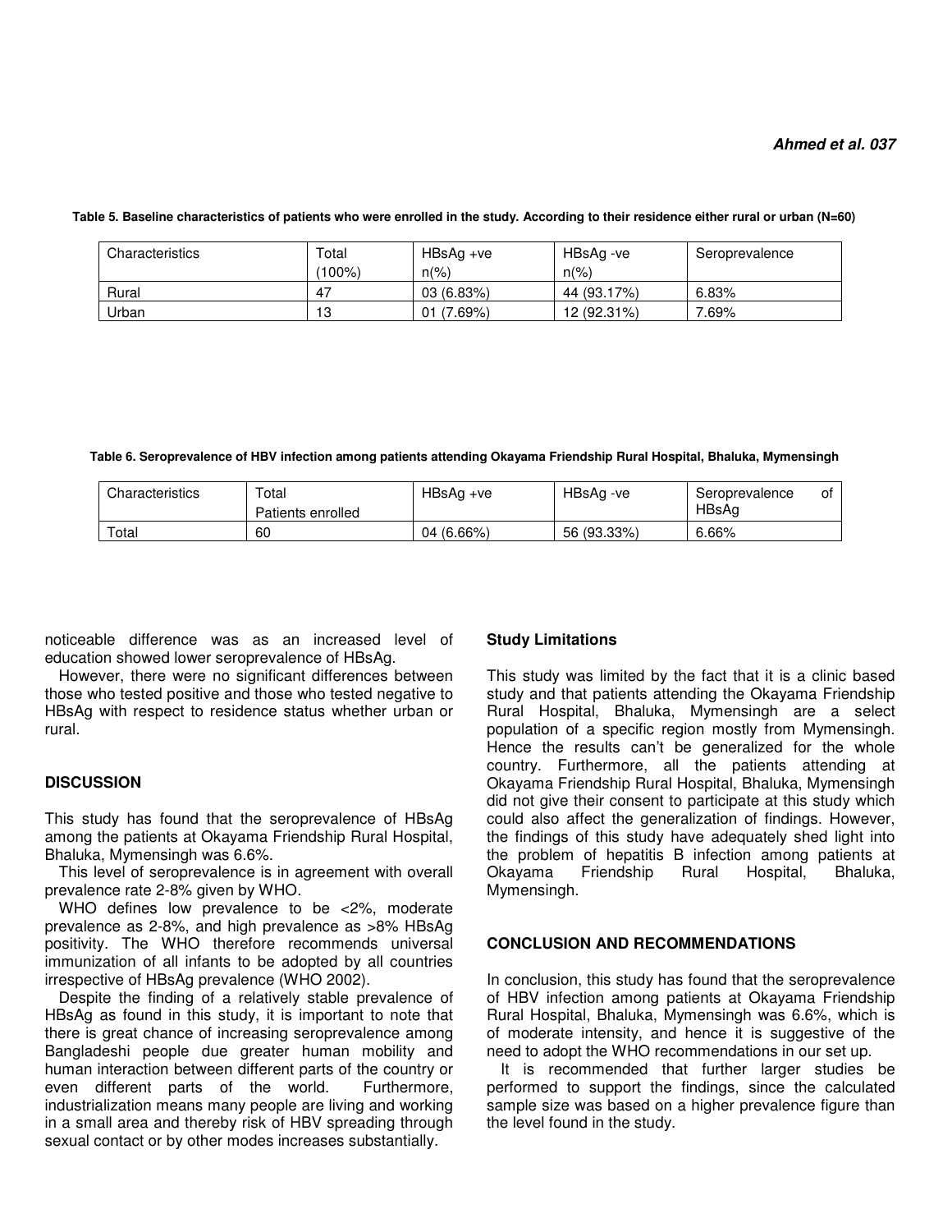**Table 5. Baseline characteristics of patients who were enrolled in the study. According to their residence either rural or urban (N=60)**

| Characteristics | Total (100%) | HBsAg +ve n(%) | HBsAg -ve n(%) | Seroprevalence |
|---|---|---|---|---|
| Rural | 47 | 03 (6.83%) | 44 (93.17%) | 6.83% |
| Urban | 13 | 01 (7.69%) | 12 (92.31%) | 7.69% |

**Table 6. Seroprevalence of HBV infection among patients attending Okayama Friendship Rural Hospital, Bhaluka, Mymensingh**

| Characteristics | Total Patients enrolled | HBsAg +ve | HBsAg -ve | Seroprevalence of HBsAg |
|---|---|---|---|---|
| Total | 60 | 04 (6.66%) | 56 (93.33%) | 6.66% |

noticeable difference was as an increased level of education showed lower seroprevalence of HBsAg.

However, there were no significant differences between those who tested positive and those who tested negative to HBsAg with respect to residence status whether urban or rural.

## DISCUSSION

This study has found that the seroprevalence of HBsAg among the patients at Okayama Friendship Rural Hospital, Bhaluka, Mymensingh was 6.6%.

This level of seroprevalence is in agreement with overall prevalence rate 2-8% given by WHO.

WHO defines low prevalence to be <2%, moderate prevalence as 2-8%, and high prevalence as >8% HBsAg positivity. The WHO therefore recommends universal immunization of all infants to be adopted by all countries irrespective of HBsAg prevalence (WHO 2002).

Despite the finding of a relatively stable prevalence of HBsAg as found in this study, it is important to note that there is great chance of increasing seroprevalence among Bangladeshi people due greater human mobility and human interaction between different parts of the country or even different parts of the world. Furthermore, industrialization means many people are living and working in a small area and thereby risk of HBV spreading through sexual contact or by other modes increases substantially.

### Study Limitations

This study was limited by the fact that it is a clinic based study and that patients attending the Okayama Friendship Rural Hospital, Bhaluka, Mymensingh are a select population of a specific region mostly from Mymensingh. Hence the results can't be generalized for the whole country. Furthermore, all the patients attending at Okayama Friendship Rural Hospital, Bhaluka, Mymensingh did not give their consent to participate at this study which could also affect the generalization of findings. However, the findings of this study have adequately shed light into the problem of hepatitis B infection among patients at Okayama Friendship Rural Hospital, Bhaluka, Mymensingh.

## CONCLUSION AND RECOMMENDATIONS

In conclusion, this study has found that the seroprevalence of HBV infection among patients at Okayama Friendship Rural Hospital, Bhaluka, Mymensingh was 6.6%, which is of moderate intensity, and hence it is suggestive of the need to adopt the WHO recommendations in our set up.

It is recommended that further larger studies be performed to support the findings, since the calculated sample size was based on a higher prevalence figure than the level found in the study.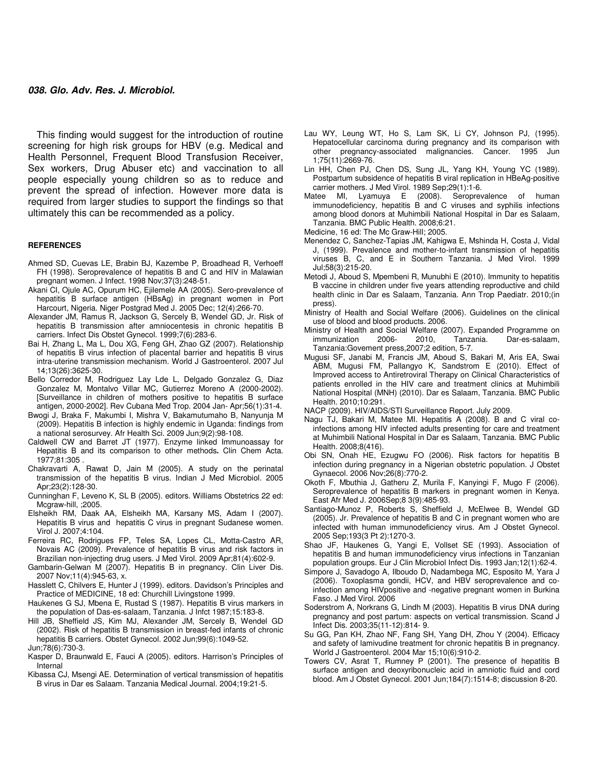This finding would suggest for the introduction of routine screening for high risk groups for HBV (e.g. Medical and Health Personnel, Frequent Blood Transfusion Receiver, Sex workers, Drug Abuser etc) and vaccination to all people especially young children so as to reduce and prevent the spread of infection. However more data is required from larger studies to support the findings so that ultimately this can be recommended as a policy.

## REFERENCES

Ahmed SD, Cuevas LE, Brabin BJ, Kazembe P, Broadhead R, Verhoeff FH (1998). Seroprevalence of hepatitis B and C and HIV in Malawian pregnant women. J Infect. 1998 Nov;37(3):248-51.

Akani CI, Ojule AC, Opurum HC, Ejilemele AA (2005). Sero-prevalence of hepatitis B surface antigen (HBsAg) in pregnant women in Port Harcourt, Nigeria. Niger Postgrad Med J. 2005 Dec; 12(4):266-70.

Alexander JM, Ramus R, Jackson G, Sercely B, Wendel GD, Jr. Risk of hepatitis B transmission after amniocentesis in chronic hepatitis B carriers. Infect Dis Obstet Gynecol. 1999;7(6):283-6.

Bai H, Zhang L, Ma L, Dou XG, Feng GH, Zhao GZ (2007). Relationship of hepatitis B virus infection of placental barrier and hepatitis B virus intra-uterine transmission mechanism. World J Gastroenterol. 2007 Jul 14;13(26):3625-30.

Bello Corredor M, Rodriguez Lay Lde L, Delgado Gonzalez G, Diaz Gonzalez M, Montalvo Villar MC, Gutierrez Moreno A (2000-2002). [Surveillance in children of mothers positive to hepatitis B surface antigen, 2000-2002]. Rev Cubana Med Trop. 2004 Jan- Apr;56(1):31-4.

Bwogi J, Braka F, Makumbi I, Mishra V, Bakamutumaho B, Nanyunja M (2009). Hepatitis B infection is highly endemic in Uganda: findings from a national serosurvey. Afr Health Sci. 2009 Jun;9(2):98-108.

Caldwell CW and Barret JT (1977). Enzyme linked Immunoassay for Hepatitis B and its comparison to other methods**.** Clin Chem Acta. 1977;81:305 .

Chakravarti A, Rawat D, Jain M (2005). A study on the perinatal transmission of the hepatitis B virus. Indian J Med Microbiol. 2005 Apr;23(2):128-30.

Cunninghan F, Leveno K, SL B (2005). editors. Williams Obstetrics 22 ed: Mcgraw-hill, ;2005.

Elsheikh RM, Daak AA, Elsheikh MA, Karsany MS, Adam I (2007). Hepatitis B virus and hepatitis C virus in pregnant Sudanese women. Virol J. 2007;4:104.

Ferreira RC, Rodrigues FP, Teles SA, Lopes CL, Motta-Castro AR, Novais AC (2009). Prevalence of hepatitis B virus and risk factors in Brazilian non-injecting drug users. J Med Virol. 2009 Apr;81(4):602-9.

Gambarin-Gelwan M (2007). Hepatitis B in pregnancy. Clin Liver Dis. 2007 Nov;11(4):945-63, x.

Hasslett C, Chilvers E, Hunter J (1999). editors. Davidson's Principles and Practice of MEDICINE, 18 ed: Churchill Livingstone 1999.

Haukenes G SJ, Mbena E, Rustad S (1987). Hepatitis B virus markers in the population of Das-es-salaam, Tanzania. J Infct 1987;15:183-8.

Hill JB, Sheffield JS, Kim MJ, Alexander JM, Sercely B, Wendel GD (2002). Risk of hepatitis B transmission in breast-fed infants of chronic hepatitis B carriers. Obstet Gynecol. 2002 Jun;99(6):1049-52. Jun;78(6):730-3.

Kasper D, Braunwald E, Fauci A (2005). editors. Harrison's Principles of Internal

Kibassa CJ, Msengi AE. Determination of vertical transmission of hepatitis B virus in Dar es Salaam. Tanzania Medical Journal. 2004;19:21-5.

Lau WY, Leung WT, Ho S, Lam SK, Li CY, Johnson PJ, (1995). Hepatocellular carcinoma during pregnancy and its comparison with other pregnancy-associated malignancies. Cancer. 1995 Jun 1;75(11):2669-76.

Lin HH, Chen PJ, Chen DS, Sung JL, Yang KH, Young YC (1989). Postpartum subsidence of hepatitis B viral replication in HBeAg-positive carrier mothers. J Med Virol. 1989 Sep;29(1):1-6.

Matee MI, Lyamuya E (2008). Seroprevalence of human immunodeficiency, hepatitis B and C viruses and syphilis infections among blood donors at Muhimbili National Hospital in Dar es Salaam, Tanzania. BMC Public Health. 2008;6:21.

Medicine, 16 ed: The Mc Graw-Hill; 2005.

Menendez C, Sanchez-Tapias JM, Kahigwa E, Mshinda H, Costa J, Vidal J, (1999). Prevalence and mother-to-infant transmission of hepatitis viruses B, C, and E in Southern Tanzania. J Med Virol. 1999 Jul;58(3):215-20.

Metodi J, Aboud S, Mpembeni R, Munubhi E (2010). Immunity to hepatitis B vaccine in children under five years attending reproductive and child health clinic in Dar es Salaam, Tanzania. Ann Trop Paediatr. 2010;(in press).

Ministry of Health and Social Welfare (2006). Guidelines on the clinical use of blood and blood products. 2006.

Ministry of Health and Social Welfare (2007). Expanded Programme on immunization 2006- 2010, Tanzania. Dar-es-salaam, Tanzania:Govement press,2007;2 edition, 5-7.

Mugusi SF, Janabi M, Francis JM, Aboud S, Bakari M, Aris EA, Swai ABM, Mugusi FM, Pallangyo K, Sandstrom E (2010). Effect of Improved access to Antiretroviral Therapy on Clinical Characteristics of patients enrolled in the HIV care and treatment clinics at Muhimbili National Hospital (MNH) (2010). Dar es Salaam, Tanzania. BMC Public Health. 2010;10:291.

NACP (2009). HIV/AIDS/STI Surveillance Report. July 2009.

Nagu TJ, Bakari M, Matee MI. Hepatitis A (2008). B and C viral co-infections among HIV infected adults presenting for care and treatment at Muhimbili National Hospital in Dar es Salaam, Tanzania. BMC Public Health. 2008;8(416).

Obi SN, Onah HE, Ezugwu FO (2006). Risk factors for hepatitis B infection during pregnancy in a Nigerian obstetric population. J Obstet Gynaecol. 2006 Nov;26(8):770-2.

Okoth F, Mbuthia J, Gatheru Z, Murila F, Kanyingi F, Mugo F (2006). Seroprevalence of hepatitis B markers in pregnant women in Kenya. East Afr Med J. 2006Sep;8 3(9):485-93.

Santiago-Munoz P, Roberts S, Sheffield J, McElwee B, Wendel GD (2005). Jr. Prevalence of hepatitis B and C in pregnant women who are infected with human immunodeficiency virus. Am J Obstet Gynecol. 2005 Sep;193(3 Pt 2):1270-3.

Shao JF, Haukenes G, Yangi E, Vollset SE (1993). Association of hepatitis B and human immunodeficiency virus infections in Tanzanian population groups. Eur J Clin Microbiol Infect Dis. 1993 Jan;12(1):62-4.

Simpore J, Savadogo A, Ilboudo D, Nadambega MC, Esposito M, Yara J (2006). Toxoplasma gondii, HCV, and HBV seroprevalence and co-infection among HIVpositive and -negative pregnant women in Burkina Faso. J Med Virol. 2006

Soderstrom A, Norkrans G, Lindh M (2003). Hepatitis B virus DNA during pregnancy and post partum: aspects on vertical transmission. Scand J Infect Dis. 2003;35(11-12):814- 9.

Su GG, Pan KH, Zhao NF, Fang SH, Yang DH, Zhou Y (2004). Efficacy and safety of lamivudine treatment for chronic hepatitis B in pregnancy. World J Gastroenterol. 2004 Mar 15;10(6):910-2.

Towers CV, Asrat T, Rumney P (2001). The presence of hepatitis B surface antigen and deoxyribonucleic acid in amniotic fluid and cord blood. Am J Obstet Gynecol. 2001 Jun;184(7):1514-8; discussion 8-20.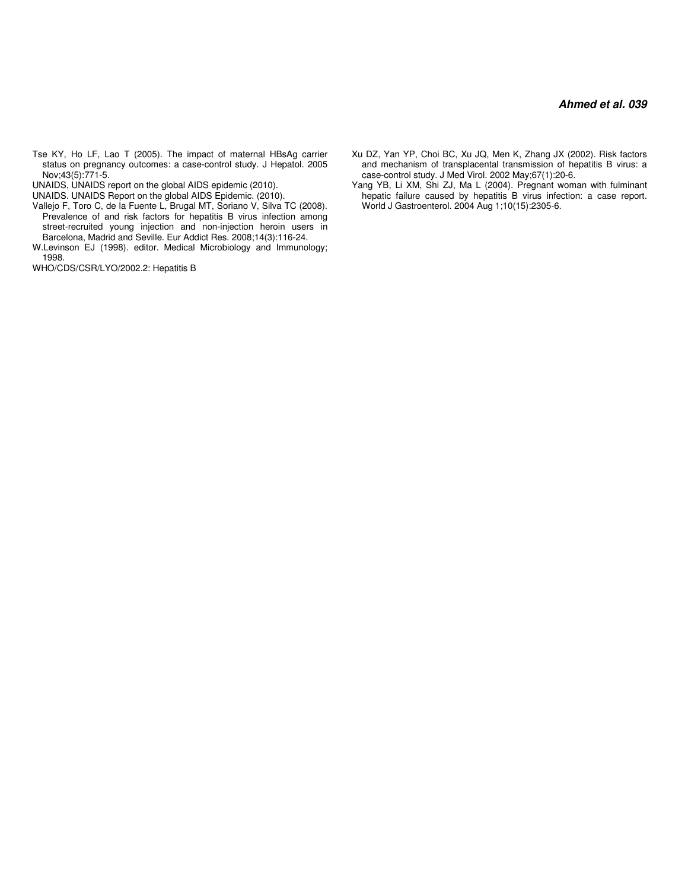Tse KY, Ho LF, Lao T (2005). The impact of maternal HBsAg carrier status on pregnancy outcomes: a case-control study. J Hepatol. 2005 Nov;43(5):771-5.

UNAIDS, UNAIDS report on the global AIDS epidemic (2010).

UNAIDS. UNAIDS Report on the global AIDS Epidemic. (2010).

Vallejo F, Toro C, de la Fuente L, Brugal MT, Soriano V, Silva TC (2008). Prevalence of and risk factors for hepatitis B virus infection among street-recruited young injection and non-injection heroin users in Barcelona, Madrid and Seville. Eur Addict Res. 2008;14(3):116-24.

W.Levinson EJ (1998). editor. Medical Microbiology and Immunology; 1998.

WHO/CDS/CSR/LYO/2002.2: Hepatitis B

Xu DZ, Yan YP, Choi BC, Xu JQ, Men K, Zhang JX (2002). Risk factors and mechanism of transplacental transmission of hepatitis B virus: a case-control study. J Med Virol. 2002 May;67(1):20-6.

Yang YB, Li XM, Shi ZJ, Ma L (2004). Pregnant woman with fulminant hepatic failure caused by hepatitis B virus infection: a case report. World J Gastroenterol. 2004 Aug 1;10(15):2305-6.